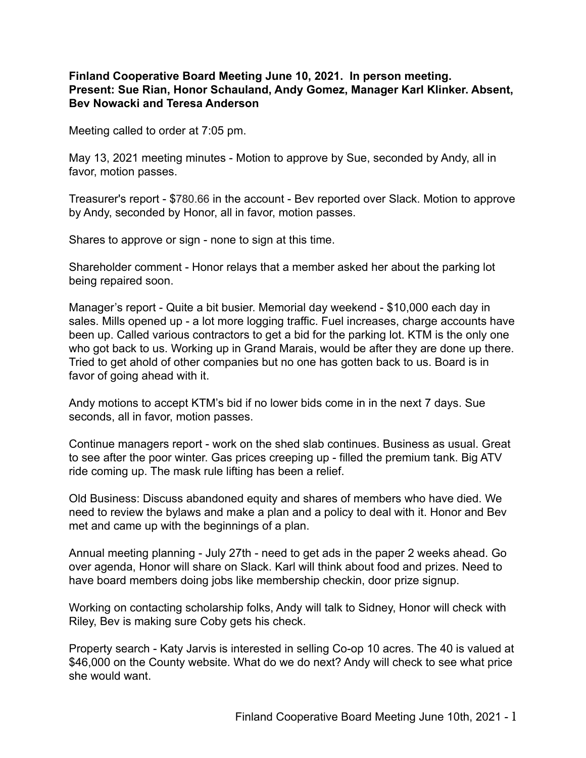**Finland Cooperative Board Meeting June 10, 2021. In person meeting. Present: Sue Rian, Honor Schauland, Andy Gomez, Manager Karl Klinker. Absent, Bev Nowacki and Teresa Anderson**

Meeting called to order at 7:05 pm.

May 13, 2021 meeting minutes - Motion to approve by Sue, seconded by Andy, all in favor, motion passes.

Treasurer's report - $780.66 in the account - Bev reported over Slack. Motion to approve by Andy, seconded by Honor, all in favor, motion passes.

Shares to approve or sign - none to sign at this time.

Shareholder comment - Honor relays that a member asked her about the parking lot being repaired soon.

Manager's report - Quite a bit busier. Memorial day weekend - $10,000 each day in sales. Mills opened up - a lot more logging traffic. Fuel increases, charge accounts have been up. Called various contractors to get a bid for the parking lot. KTM is the only one who got back to us. Working up in Grand Marais, would be after they are done up there. Tried to get ahold of other companies but no one has gotten back to us. Board is in favor of going ahead with it.

Andy motions to accept KTM's bid if no lower bids come in in the next 7 days. Sue seconds, all in favor, motion passes.

Continue managers report - work on the shed slab continues. Business as usual. Great to see after the poor winter. Gas prices creeping up - filled the premium tank. Big ATV ride coming up. The mask rule lifting has been a relief.

Old Business: Discuss abandoned equity and shares of members who have died. We need to review the bylaws and make a plan and a policy to deal with it. Honor and Bev met and came up with the beginnings of a plan.

Annual meeting planning - July 27th - need to get ads in the paper 2 weeks ahead. Go over agenda, Honor will share on Slack. Karl will think about food and prizes. Need to have board members doing jobs like membership checkin, door prize signup.

Working on contacting scholarship folks, Andy will talk to Sidney, Honor will check with Riley, Bev is making sure Coby gets his check.

Property search - Katy Jarvis is interested in selling Co-op 10 acres. The 40 is valued at $46,000 on the County website. What do we do next? Andy will check to see what price she would want.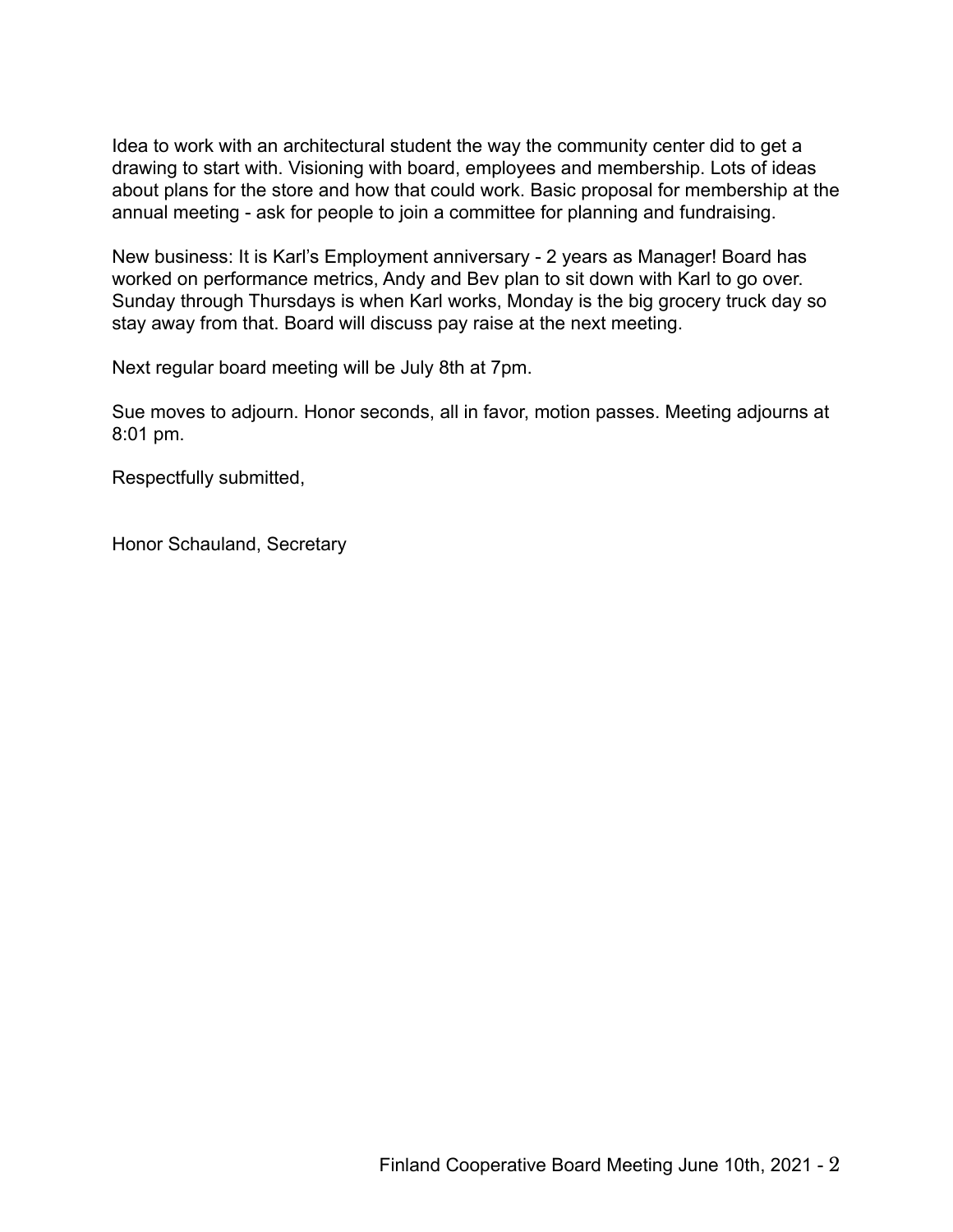Idea to work with an architectural student the way the community center did to get a drawing to start with. Visioning with board, employees and membership. Lots of ideas about plans for the store and how that could work. Basic proposal for membership at the annual meeting - ask for people to join a committee for planning and fundraising.

New business: It is Karl's Employment anniversary - 2 years as Manager! Board has worked on performance metrics, Andy and Bev plan to sit down with Karl to go over. Sunday through Thursdays is when Karl works, Monday is the big grocery truck day so stay away from that. Board will discuss pay raise at the next meeting.

Next regular board meeting will be July 8th at 7pm.

Sue moves to adjourn. Honor seconds, all in favor, motion passes. Meeting adjourns at 8:01 pm.

Respectfully submitted,

Honor Schauland, Secretary